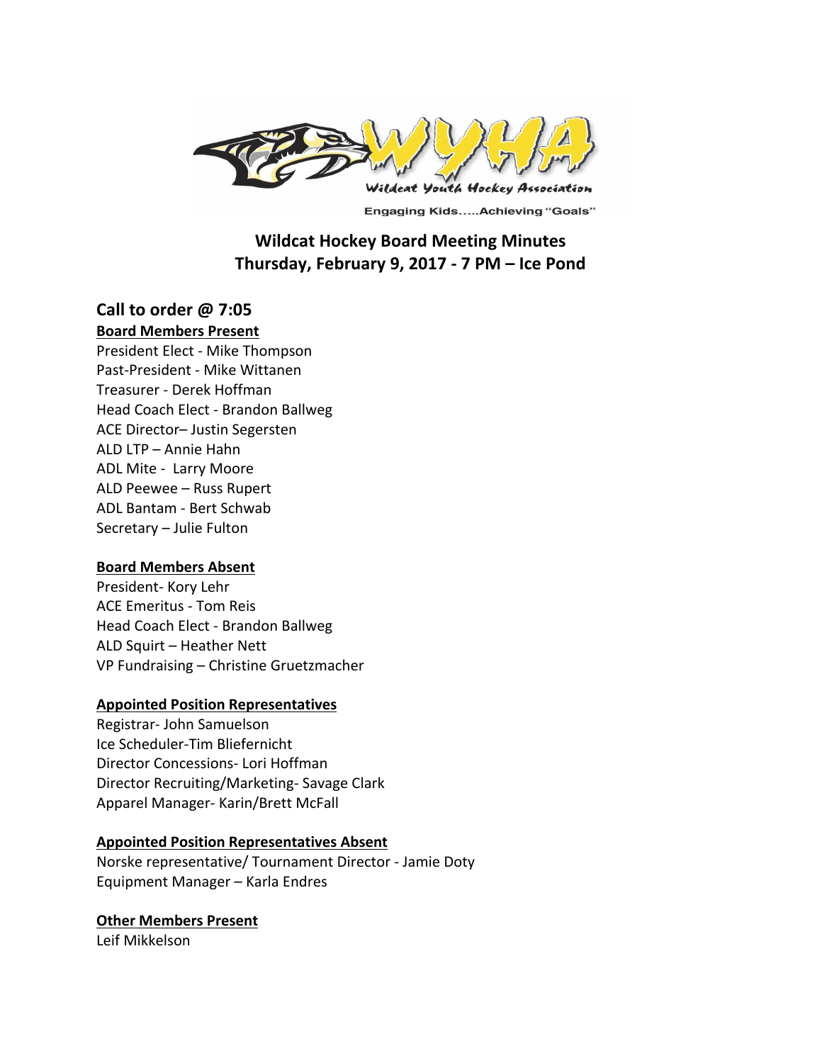**Wildcat Hockey Board Meeting Minutes**
**Thursday, February 9, 2017 - 7 PM – Ice Pond**

## Call to order @ 7:05

**Board Members Present**

President Elect - Mike Thompson
Past-President - Mike Wittanen
Treasurer - Derek Hoffman
Head Coach Elect - Brandon Ballweg
ACE Director– Justin Segersten
ALD LTP – Annie Hahn
ADL Mite - Larry Moore
ALD Peewee – Russ Rupert
ADL Bantam - Bert Schwab
Secretary – Julie Fulton

**Board Members Absent**

President- Kory Lehr
ACE Emeritus - Tom Reis
Head Coach Elect - Brandon Ballweg
ALD Squirt – Heather Nett
VP Fundraising – Christine Gruetzmacher

**Appointed Position Representatives**

Registrar- John Samuelson
Ice Scheduler-Tim Bliefernicht
Director Concessions- Lori Hoffman
Director Recruiting/Marketing- Savage Clark
Apparel Manager- Karin/Brett McFall

**Appointed Position Representatives Absent**

Norske representative/ Tournament Director - Jamie Doty
Equipment Manager – Karla Endres

**Other Members Present**

Leif Mikkelson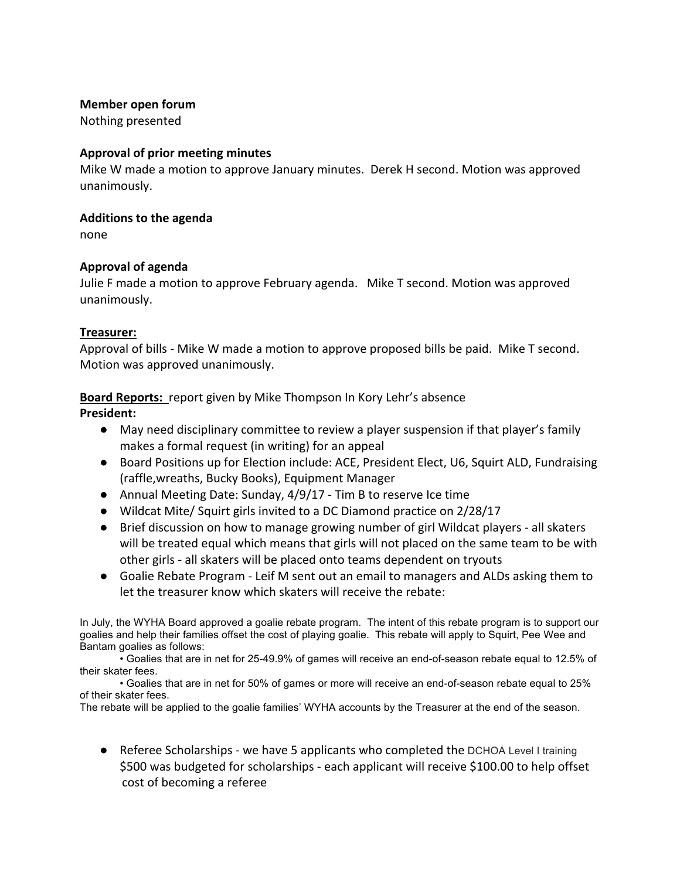**Member open forum**
Nothing presented

**Approval of prior meeting minutes**
Mike W made a motion to approve January minutes. Derek H second. Motion was approved unanimously.

**Additions to the agenda**
none

**Approval of agenda**
Julie F made a motion to approve February agenda. Mike T second. Motion was approved unanimously.

**Treasurer:**
Approval of bills - Mike W made a motion to approve proposed bills be paid. Mike T second. Motion was approved unanimously.

**Board Reports:** report given by Mike Thompson In Kory Lehr's absence
**President:**

- May need disciplinary committee to review a player suspension if that player's family makes a formal request (in writing) for an appeal
- Board Positions up for Election include: ACE, President Elect, U6, Squirt ALD, Fundraising (raffle,wreaths, Bucky Books), Equipment Manager
- Annual Meeting Date: Sunday, 4/9/17 - Tim B to reserve Ice time
- Wildcat Mite/ Squirt girls invited to a DC Diamond practice on 2/28/17
- Brief discussion on how to manage growing number of girl Wildcat players - all skaters will be treated equal which means that girls will not placed on the same team to be with other girls - all skaters will be placed onto teams dependent on tryouts
- Goalie Rebate Program - Leif M sent out an email to managers and ALDs asking them to let the treasurer know which skaters will receive the rebate:

In July, the WYHA Board approved a goalie rebate program. The intent of this rebate program is to support our goalies and help their families offset the cost of playing goalie. This rebate will apply to Squirt, Pee Wee and Bantam goalies as follows:

• Goalies that are in net for 25-49.9% of games will receive an end-of-season rebate equal to 12.5% of their skater fees.

• Goalies that are in net for 50% of games or more will receive an end-of-season rebate equal to 25% of their skater fees.

The rebate will be applied to the goalie families' WYHA accounts by the Treasurer at the end of the season.

- Referee Scholarships - we have 5 applicants who completed the DCHOA Level I training $500 was budgeted for scholarships - each applicant will receive $100.00 to help offset cost of becoming a referee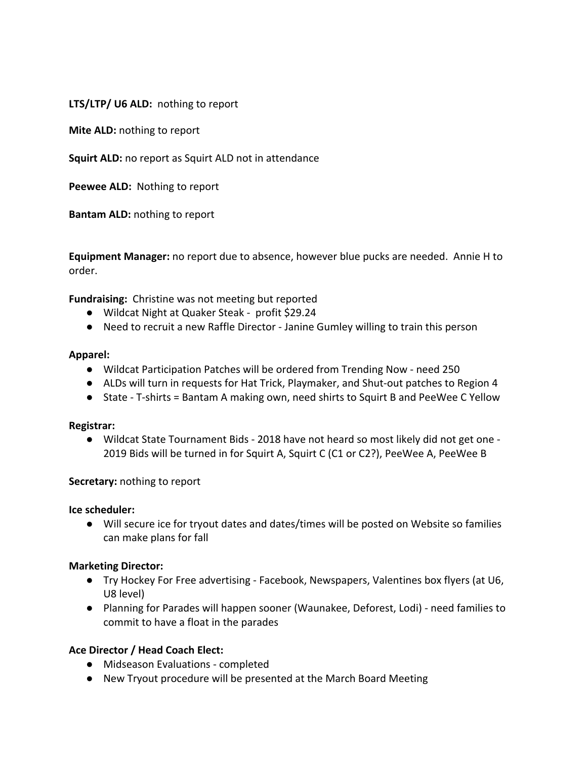**LTS/LTP/ U6 ALD:** nothing to report

**Mite ALD:** nothing to report

**Squirt ALD:** no report as Squirt ALD not in attendance

**Peewee ALD:** Nothing to report

**Bantam ALD:** nothing to report

**Equipment Manager:** no report due to absence, however blue pucks are needed. Annie H to order.

**Fundraising:** Christine was not meeting but reported

- Wildcat Night at Quaker Steak - profit $29.24
- Need to recruit a new Raffle Director - Janine Gumley willing to train this person

**Apparel:**

- Wildcat Participation Patches will be ordered from Trending Now - need 250
- ALDs will turn in requests for Hat Trick, Playmaker, and Shut-out patches to Region 4
- State - T-shirts = Bantam A making own, need shirts to Squirt B and PeeWee C Yellow

**Registrar:**

- Wildcat State Tournament Bids - 2018 have not heard so most likely did not get one - 2019 Bids will be turned in for Squirt A, Squirt C (C1 or C2?), PeeWee A, PeeWee B

**Secretary:** nothing to report

**Ice scheduler:**

- Will secure ice for tryout dates and dates/times will be posted on Website so families can make plans for fall

**Marketing Director:**

- Try Hockey For Free advertising - Facebook, Newspapers, Valentines box flyers (at U6, U8 level)
- Planning for Parades will happen sooner (Waunakee, Deforest, Lodi) - need families to commit to have a float in the parades

**Ace Director / Head Coach Elect:**

- Midseason Evaluations - completed
- New Tryout procedure will be presented at the March Board Meeting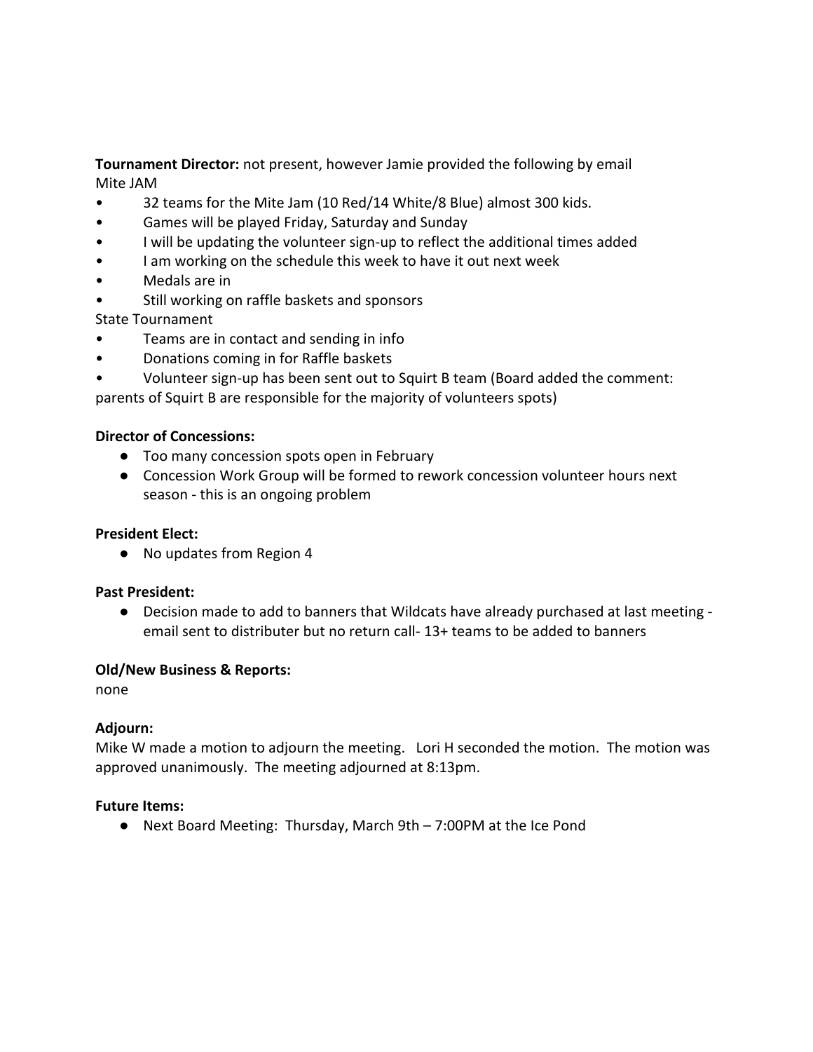**Tournament Director:** not present, however Jamie provided the following by email
Mite JAM

- 32 teams for the Mite Jam (10 Red/14 White/8 Blue) almost 300 kids.
- Games will be played Friday, Saturday and Sunday
- I will be updating the volunteer sign-up to reflect the additional times added
- I am working on the schedule this week to have it out next week
- Medals are in
- Still working on raffle baskets and sponsors

State Tournament

- Teams are in contact and sending in info
- Donations coming in for Raffle baskets
- Volunteer sign-up has been sent out to Squirt B team (Board added the comment: parents of Squirt B are responsible for the majority of volunteers spots)

**Director of Concessions:**

- Too many concession spots open in February
- Concession Work Group will be formed to rework concession volunteer hours next season - this is an ongoing problem

**President Elect:**

- No updates from Region 4

**Past President:**

- Decision made to add to banners that Wildcats have already purchased at last meeting - email sent to distributer but no return call- 13+ teams to be added to banners

**Old/New Business & Reports:**

none

**Adjourn:**

Mike W made a motion to adjourn the meeting. Lori H seconded the motion. The motion was approved unanimously. The meeting adjourned at 8:13pm.

**Future Items:**

- Next Board Meeting: Thursday, March 9th – 7:00PM at the Ice Pond